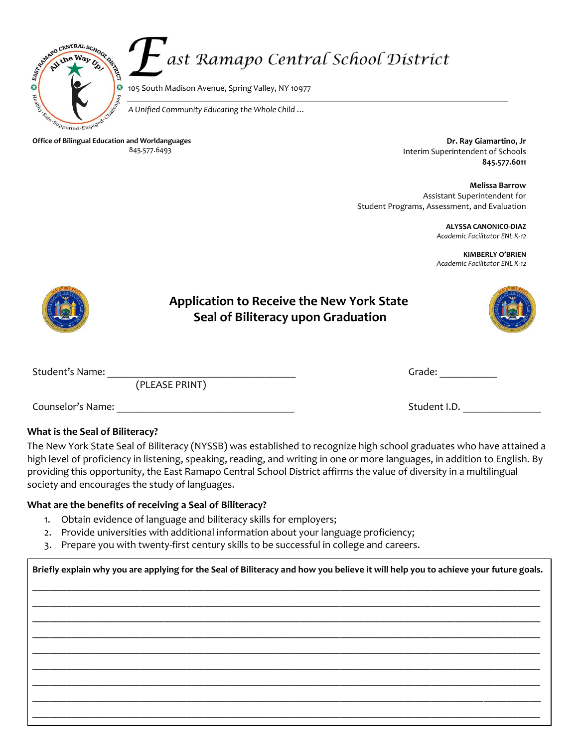# East Ramapo Central School District

105 South Madison Avenue, Spring Valley, NY 10977

*A Unified Community Educating the Whole Child …*

**Office of Bilingual Education and Worldlanguages**
845.577.6493

**Dr. Ray Giamartino, Jr**
Interim Superintendent of Schools
**845.577.6011**

**Melissa Barrow**
Assistant Superintendent for
Student Programs, Assessment, and Evaluation

**ALYSSA CANONICO-DIAZ**
*Academic Facilitator ENL K-12*

**KIMBERLY O'BRIEN**
*Academic Facilitator ENL K-12*

## Application to Receive the New York State Seal of Biliteracy upon Graduation

Student's Name: ___________________________________ Grade: ___________
(PLEASE PRINT)

Counselor's Name: _________________________________ Student I.D. _______________

**What is the Seal of Biliteracy?**

The New York State Seal of Biliteracy (NYSSB) was established to recognize high school graduates who have attained a high level of proficiency in listening, speaking, reading, and writing in one or more languages, in addition to English. By providing this opportunity, the East Ramapo Central School District affirms the value of diversity in a multilingual society and encourages the study of languages.

**What are the benefits of receiving a Seal of Biliteracy?**

1. Obtain evidence of language and biliteracy skills for employers;
2. Provide universities with additional information about your language proficiency;
3. Prepare you with twenty-first century skills to be successful in college and careers.

**Briefly explain why you are applying for the Seal of Biliteracy and how you believe it will help you to achieve your future goals.**

_______________________________________________________________________________

_______________________________________________________________________________

_______________________________________________________________________________

_______________________________________________________________________________

_______________________________________________________________________________

_______________________________________________________________________________

_______________________________________________________________________________

_______________________________________________________________________________

_______________________________________________________________________________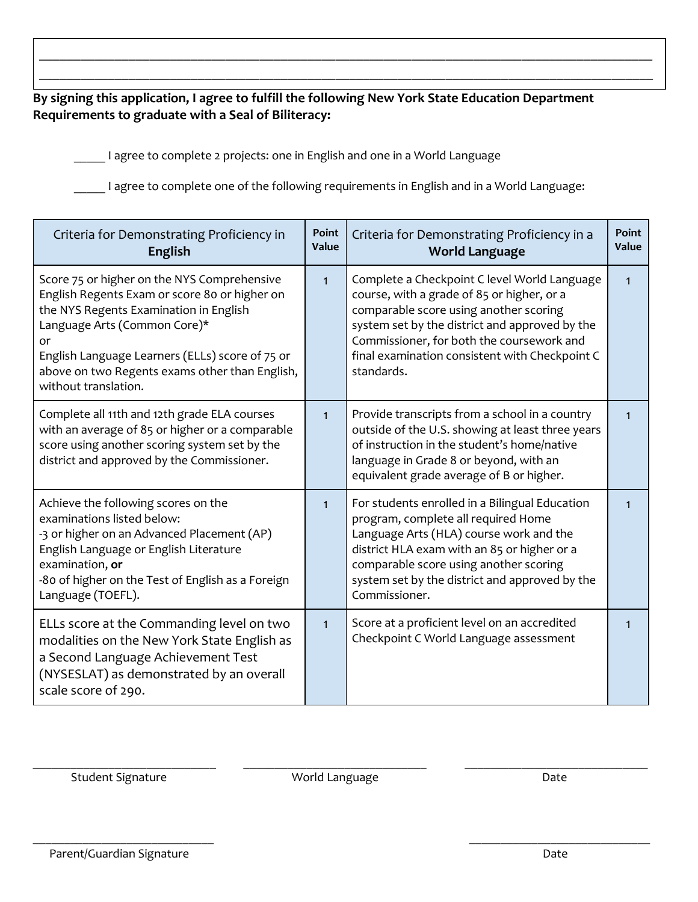______________________________________________________________________________________________
______________________________________________________________________________________________

**By signing this application, I agree to fulfill the following New York State Education Department Requirements to graduate with a Seal of Biliteracy:**

_____ I agree to complete 2 projects: one in English and one in a World Language

_____ I agree to complete one of the following requirements in English and in a World Language:

| Criteria for Demonstrating Proficiency in **English** | Point Value | Criteria for Demonstrating Proficiency in a **World Language** | Point Value |
|---|---|---|---|
| Score 75 or higher on the NYS Comprehensive English Regents Exam or score 80 or higher on the NYS Regents Examination in English Language Arts (Common Core)* or English Language Learners (ELLs) score of 75 or above on two Regents exams other than English, without translation. | 1 | Complete a Checkpoint C level World Language course, with a grade of 85 or higher, or a comparable score using another scoring system set by the district and approved by the Commissioner, for both the coursework and final examination consistent with Checkpoint C standards. | 1 |
| Complete all 11th and 12th grade ELA courses with an average of 85 or higher or a comparable score using another scoring system set by the district and approved by the Commissioner. | 1 | Provide transcripts from a school in a country outside of the U.S. showing at least three years of instruction in the student's home/native language in Grade 8 or beyond, with an equivalent grade average of B or higher. | 1 |
| Achieve the following scores on the examinations listed below: -3 or higher on an Advanced Placement (AP) English Language or English Literature examination, **or** -80 of higher on the Test of English as a Foreign Language (TOEFL). | 1 | For students enrolled in a Bilingual Education program, complete all required Home Language Arts (HLA) course work and the district HLA exam with an 85 or higher or a comparable score using another scoring system set by the district and approved by the Commissioner. | 1 |
| ELLs score at the Commanding level on two modalities on the New York State English as a Second Language Achievement Test (NYSESLAT) as demonstrated by an overall scale score of 290. | 1 | Score at a proficient level on an accredited Checkpoint C World Language assessment | 1 |

_____________________________ &nbsp;&nbsp; _____________________________ &nbsp;&nbsp; _____________________________

Student Signature &nbsp;&nbsp; World Language &nbsp;&nbsp; Date

_____________________________ &nbsp;&nbsp; _____________________________

Parent/Guardian Signature &nbsp;&nbsp; Date